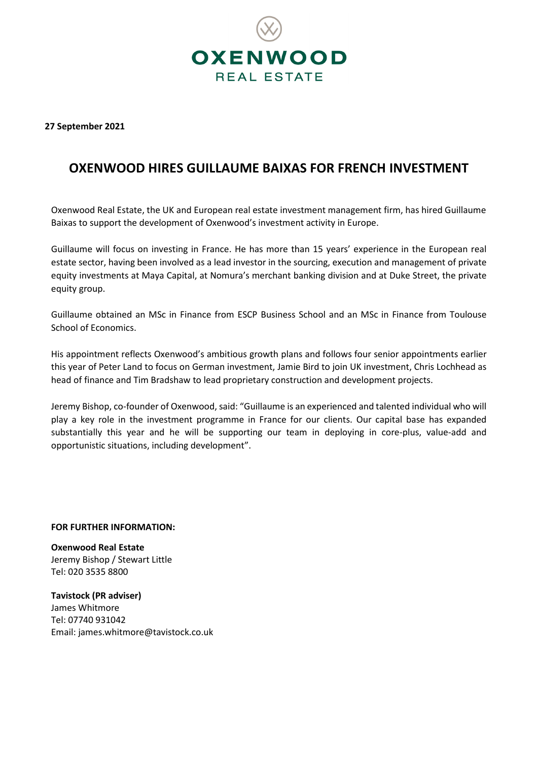**OXENWOOD**
REAL ESTATE

**27 September 2021**

# OXENWOOD HIRES GUILLAUME BAIXAS FOR FRENCH INVESTMENT

Oxenwood Real Estate, the UK and European real estate investment management firm, has hired Guillaume Baixas to support the development of Oxenwood's investment activity in Europe.

Guillaume will focus on investing in France. He has more than 15 years' experience in the European real estate sector, having been involved as a lead investor in the sourcing, execution and management of private equity investments at Maya Capital, at Nomura's merchant banking division and at Duke Street, the private equity group.

Guillaume obtained an MSc in Finance from ESCP Business School and an MSc in Finance from Toulouse School of Economics.

His appointment reflects Oxenwood's ambitious growth plans and follows four senior appointments earlier this year of Peter Land to focus on German investment, Jamie Bird to join UK investment, Chris Lochhead as head of finance and Tim Bradshaw to lead proprietary construction and development projects.

Jeremy Bishop, co-founder of Oxenwood, said: "Guillaume is an experienced and talented individual who will play a key role in the investment programme in France for our clients. Our capital base has expanded substantially this year and he will be supporting our team in deploying in core-plus, value-add and opportunistic situations, including development".

**FOR FURTHER INFORMATION:**

**Oxenwood Real Estate**
Jeremy Bishop / Stewart Little
Tel: 020 3535 8800

**Tavistock (PR adviser)**
James Whitmore
Tel: 07740 931042
Email: james.whitmore@tavistock.co.uk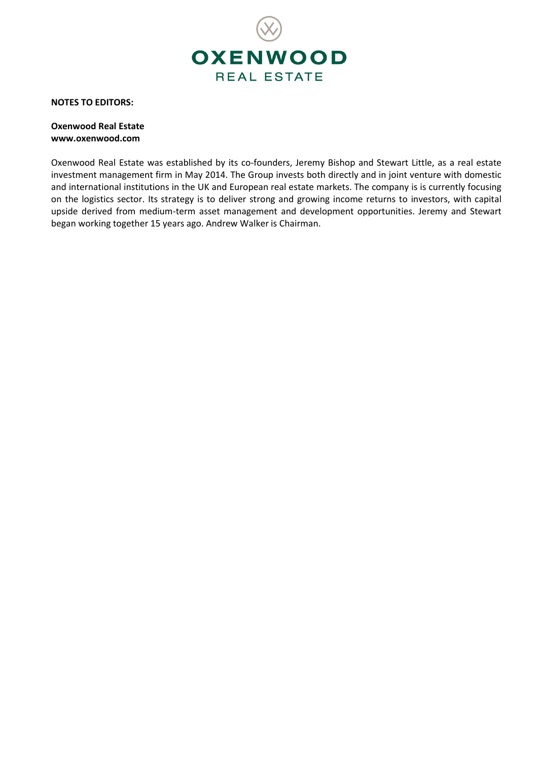**NOTES TO EDITORS:**

**Oxenwood Real Estate**
**www.oxenwood.com**

Oxenwood Real Estate was established by its co-founders, Jeremy Bishop and Stewart Little, as a real estate investment management firm in May 2014. The Group invests both directly and in joint venture with domestic and international institutions in the UK and European real estate markets. The company is is currently focusing on the logistics sector. Its strategy is to deliver strong and growing income returns to investors, with capital upside derived from medium-term asset management and development opportunities. Jeremy and Stewart began working together 15 years ago. Andrew Walker is Chairman.